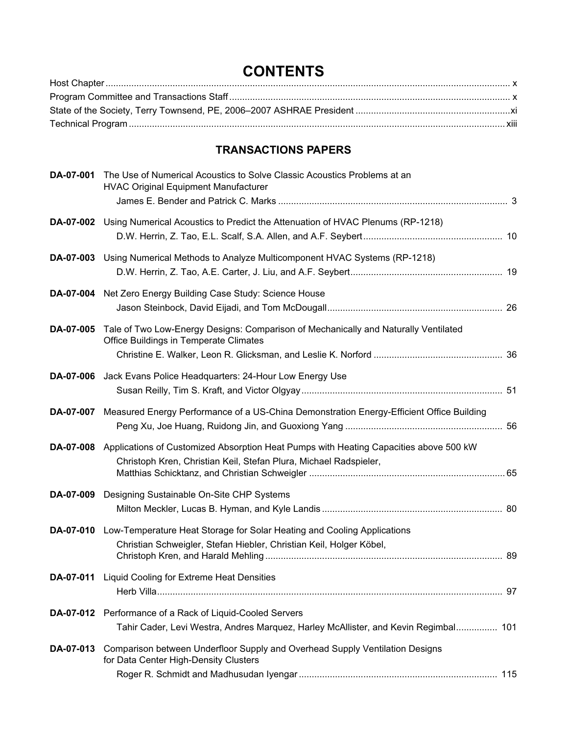# CONTENTS

Host Chapter ........................................................................................................................................ x
Program Committee and Transactions Staff ........................................................................................ x
State of the Society, Terry Townsend, PE, 2006–2007 ASHRAE President ........................................ xi
Technical Program .............................................................................................................................. xiii

## TRANSACTIONS PAPERS

**DA-07-001** The Use of Numerical Acoustics to Solve Classic Acoustics Problems at an HVAC Original Equipment Manufacturer
James E. Bender and Patrick C. Marks ........................................................................................ 3

**DA-07-002** Using Numerical Acoustics to Predict the Attenuation of HVAC Plenums (RP-1218)
D.W. Herrin, Z. Tao, E.L. Scalf, S.A. Allen, and A.F. Seybert ..................................................... 10

**DA-07-003** Using Numerical Methods to Analyze Multicomponent HVAC Systems (RP-1218)
D.W. Herrin, Z. Tao, A.E. Carter, J. Liu, and A.F. Seybert .......................................................... 19

**DA-07-004** Net Zero Energy Building Case Study: Science House
Jason Steinbock, David Eijadi, and Tom McDougall ................................................................... 26

**DA-07-005** Tale of Two Low-Energy Designs: Comparison of Mechanically and Naturally Ventilated Office Buildings in Temperate Climates
Christine E. Walker, Leon R. Glicksman, and Leslie K. Norford ................................................. 36

**DA-07-006** Jack Evans Police Headquarters: 24-Hour Low Energy Use
Susan Reilly, Tim S. Kraft, and Victor Olgyay ............................................................................. 51

**DA-07-007** Measured Energy Performance of a US-China Demonstration Energy-Efficient Office Building
Peng Xu, Joe Huang, Ruidong Jin, and Guoxiong Yang ............................................................ 56

**DA-07-008** Applications of Customized Absorption Heat Pumps with Heating Capacities above 500 kW
Christoph Kren, Christian Keil, Stefan Plura, Michael Radspieler, Matthias Schicktanz, and Christian Schweigler ........................................................................... 65

**DA-07-009** Designing Sustainable On-Site CHP Systems
Milton Meckler, Lucas B. Hyman, and Kyle Landis ..................................................................... 80

**DA-07-010** Low-Temperature Heat Storage for Solar Heating and Cooling Applications
Christian Schweigler, Stefan Hiebler, Christian Keil, Holger Köbel, Christoph Kren, and Harald Mehling .......................................................................................... 89

**DA-07-011** Liquid Cooling for Extreme Heat Densities
Herb Villa .................................................................................................................................... 97

**DA-07-012** Performance of a Rack of Liquid-Cooled Servers
Tahir Cader, Levi Westra, Andres Marquez, Harley McAllister, and Kevin Regimbal ................ 101

**DA-07-013** Comparison between Underfloor Supply and Overhead Supply Ventilation Designs for Data Center High-Density Clusters
Roger R. Schmidt and Madhusudan Iyengar ............................................................................ 115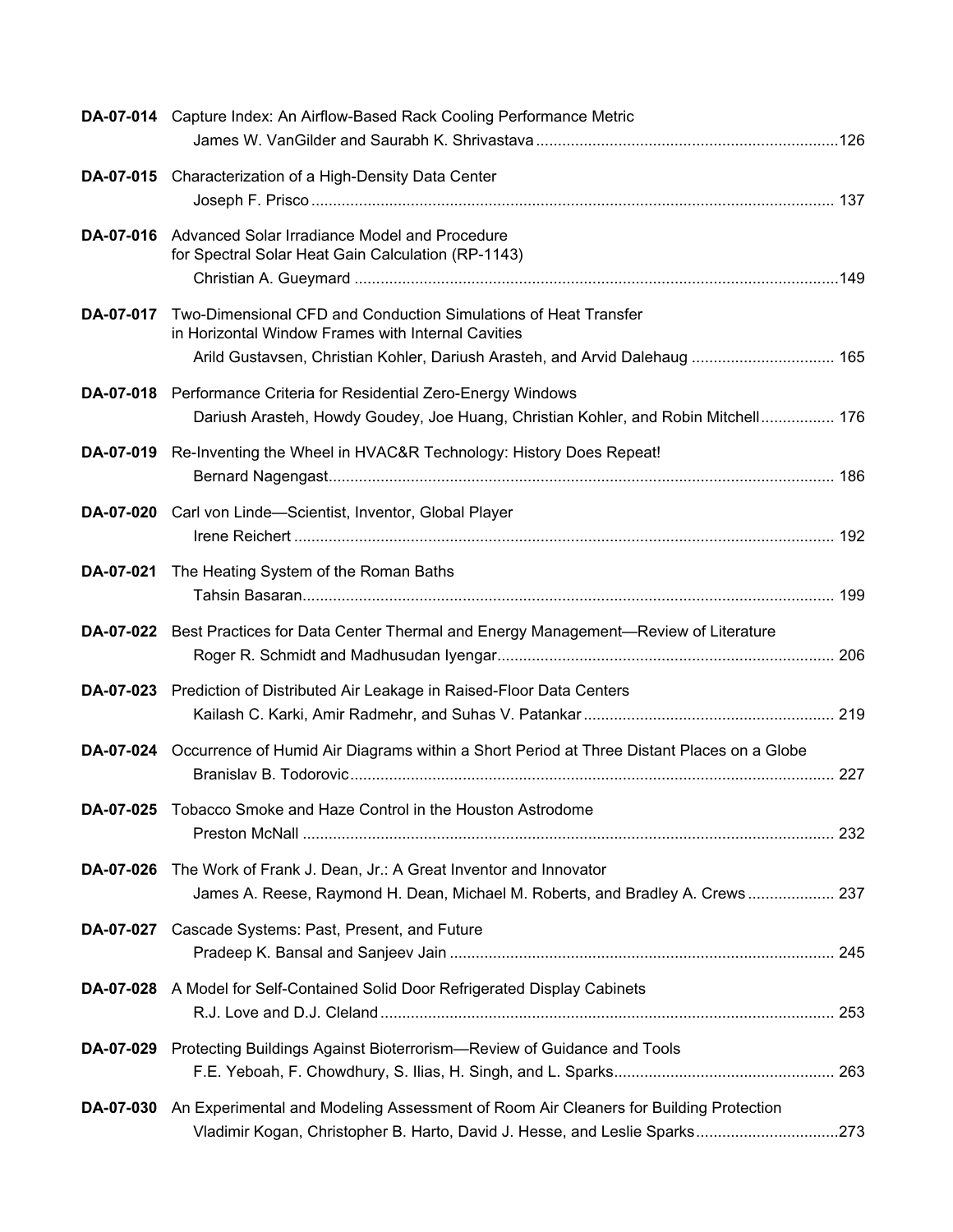**DA-07-014** Capture Index: An Airflow-Based Rack Cooling Performance Metric
James W. VanGilder and Saurabh K. Shrivastava ..................................................................... 126

**DA-07-015** Characterization of a High-Density Data Center
Joseph F. Prisco ........................................................................................................................ 137

**DA-07-016** Advanced Solar Irradiance Model and Procedure for Spectral Solar Heat Gain Calculation (RP-1143)
Christian A. Gueymard .............................................................................................................. 149

**DA-07-017** Two-Dimensional CFD and Conduction Simulations of Heat Transfer in Horizontal Window Frames with Internal Cavities
Arild Gustavsen, Christian Kohler, Dariush Arasteh, and Arvid Dalehaug ................................. 165

**DA-07-018** Performance Criteria for Residential Zero-Energy Windows
Dariush Arasteh, Howdy Goudey, Joe Huang, Christian Kohler, and Robin Mitchell................. 176

**DA-07-019** Re-Inventing the Wheel in HVAC&R Technology: History Does Repeat!
Bernard Nagengast.................................................................................................................... 186

**DA-07-020** Carl von Linde—Scientist, Inventor, Global Player
Irene Reichert ............................................................................................................................ 192

**DA-07-021** The Heating System of the Roman Baths
Tahsin Basaran.......................................................................................................................... 199

**DA-07-022** Best Practices for Data Center Thermal and Energy Management—Review of Literature
Roger R. Schmidt and Madhusudan Iyengar............................................................................. 206

**DA-07-023** Prediction of Distributed Air Leakage in Raised-Floor Data Centers
Kailash C. Karki, Amir Radmehr, and Suhas V. Patankar .......................................................... 219

**DA-07-024** Occurrence of Humid Air Diagrams within a Short Period at Three Distant Places on a Globe
Branislav B. Todorovic............................................................................................................... 227

**DA-07-025** Tobacco Smoke and Haze Control in the Houston Astrodome
Preston McNall .......................................................................................................................... 232

**DA-07-026** The Work of Frank J. Dean, Jr.: A Great Inventor and Innovator
James A. Reese, Raymond H. Dean, Michael M. Roberts, and Bradley A. Crews .................... 237

**DA-07-027** Cascade Systems: Past, Present, and Future
Pradeep K. Bansal and Sanjeev Jain ........................................................................................ 245

**DA-07-028** A Model for Self-Contained Solid Door Refrigerated Display Cabinets
R.J. Love and D.J. Cleland ........................................................................................................ 253

**DA-07-029** Protecting Buildings Against Bioterrorism—Review of Guidance and Tools
F.E. Yeboah, F. Chowdhury, S. Ilias, H. Singh, and L. Sparks................................................... 263

**DA-07-030** An Experimental and Modeling Assessment of Room Air Cleaners for Building Protection
Vladimir Kogan, Christopher B. Harto, David J. Hesse, and Leslie Sparks................................. 273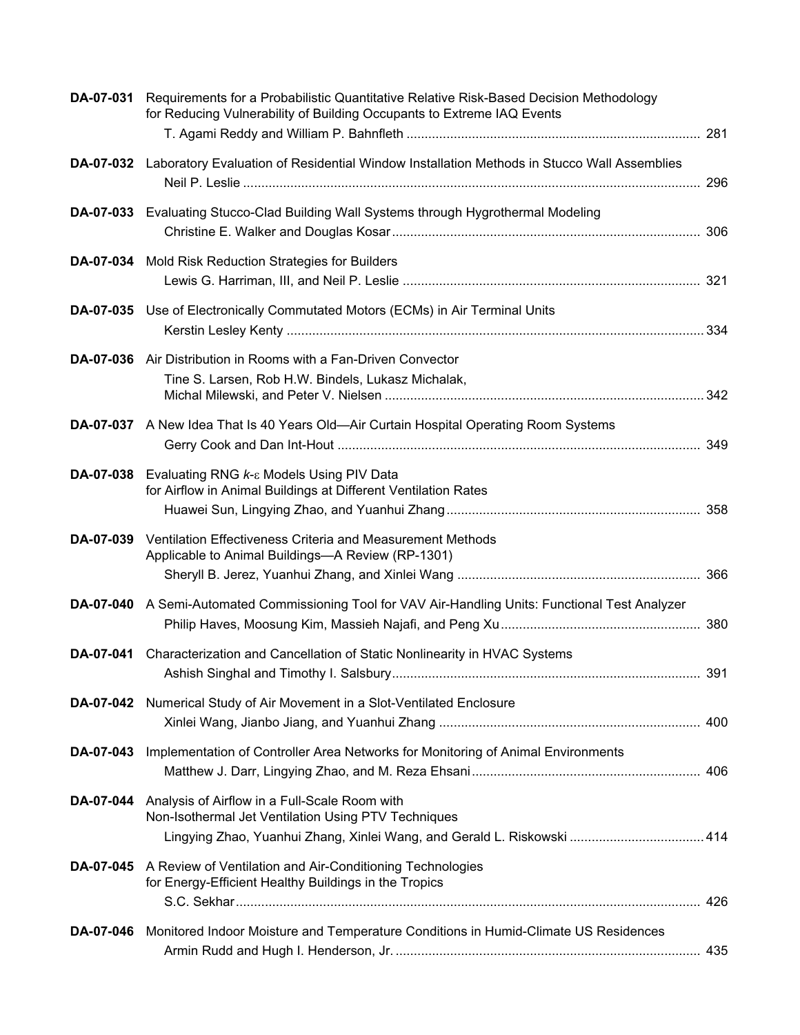**DA-07-031** Requirements for a Probabilistic Quantitative Relative Risk-Based Decision Methodology for Reducing Vulnerability of Building Occupants to Extreme IAQ Events
T. Agami Reddy and William P. Bahnfleth ............................................................................... 281

**DA-07-032** Laboratory Evaluation of Residential Window Installation Methods in Stucco Wall Assemblies
Neil P. Leslie ............................................................................................................................ 296

**DA-07-033** Evaluating Stucco-Clad Building Wall Systems through Hygrothermal Modeling
Christine E. Walker and Douglas Kosar .................................................................................... 306

**DA-07-034** Mold Risk Reduction Strategies for Builders
Lewis G. Harriman, III, and Neil P. Leslie ................................................................................. 321

**DA-07-035** Use of Electronically Commutated Motors (ECMs) in Air Terminal Units
Kerstin Lesley Kenty ................................................................................................................. 334

**DA-07-036** Air Distribution in Rooms with a Fan-Driven Convector
Tine S. Larsen, Rob H.W. Bindels, Lukasz Michalak,
Michal Milewski, and Peter V. Nielsen ...................................................................................... 342

**DA-07-037** A New Idea That Is 40 Years Old—Air Curtain Hospital Operating Room Systems
Gerry Cook and Dan Int-Hout ................................................................................................... 349

**DA-07-038** Evaluating RNG $k$-$\varepsilon$ Models Using PIV Data for Airflow in Animal Buildings at Different Ventilation Rates
Huawei Sun, Lingying Zhao, and Yuanhui Zhang ..................................................................... 358

**DA-07-039** Ventilation Effectiveness Criteria and Measurement Methods Applicable to Animal Buildings—A Review (RP-1301)
Sheryll B. Jerez, Yuanhui Zhang, and Xinlei Wang .................................................................. 366

**DA-07-040** A Semi-Automated Commissioning Tool for VAV Air-Handling Units: Functional Test Analyzer
Philip Haves, Moosung Kim, Massieh Najafi, and Peng Xu ...................................................... 380

**DA-07-041** Characterization and Cancellation of Static Nonlinearity in HVAC Systems
Ashish Singhal and Timothy I. Salsbury .................................................................................... 391

**DA-07-042** Numerical Study of Air Movement in a Slot-Ventilated Enclosure
Xinlei Wang, Jianbo Jiang, and Yuanhui Zhang ....................................................................... 400

**DA-07-043** Implementation of Controller Area Networks for Monitoring of Animal Environments
Matthew J. Darr, Lingying Zhao, and M. Reza Ehsani .............................................................. 406

**DA-07-044** Analysis of Airflow in a Full-Scale Room with Non-Isothermal Jet Ventilation Using PTV Techniques
Lingying Zhao, Yuanhui Zhang, Xinlei Wang, and Gerald L. Riskowski ..................................... 414

**DA-07-045** A Review of Ventilation and Air-Conditioning Technologies for Energy-Efficient Healthy Buildings in the Tropics
S.C. Sekhar ............................................................................................................................... 426

**DA-07-046** Monitored Indoor Moisture and Temperature Conditions in Humid-Climate US Residences
Armin Rudd and Hugh I. Henderson, Jr. ................................................................................... 435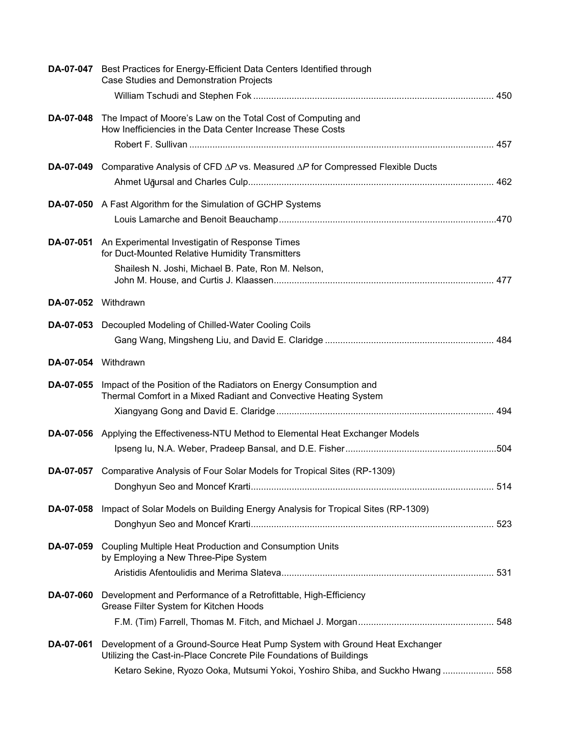**DA-07-047** Best Practices for Energy-Efficient Data Centers Identified through Case Studies and Demonstration Projects

William Tschudi and Stephen Fok ........................................................................................... 450

**DA-07-048** The Impact of Moore's Law on the Total Cost of Computing and How Inefficiencies in the Data Center Increase These Costs

Robert F. Sullivan .................................................................................................................... 457

**DA-07-049** Comparative Analysis of CFD $\Delta P$ vs. Measured $\Delta P$ for Compressed Flexible Ducts

Ahmet Uğursal and Charles Culp.............................................................................................. 462

**DA-07-050** A Fast Algorithm for the Simulation of GCHP Systems

Louis Lamarche and Benoit Beauchamp....................................................................................470

**DA-07-051** An Experimental Investigatin of Response Times for Duct-Mounted Relative Humidity Transmitters

Shailesh N. Joshi, Michael B. Pate, Ron M. Nelson, John M. House, and Curtis J. Klaassen..................................................................................... 477

**DA-07-052** Withdrawn

**DA-07-053** Decoupled Modeling of Chilled-Water Cooling Coils

Gang Wang, Mingsheng Liu, and David E. Claridge ................................................................. 484

**DA-07-054** Withdrawn

**DA-07-055** Impact of the Position of the Radiators on Energy Consumption and Thermal Comfort in a Mixed Radiant and Convective Heating System

Xiangyang Gong and David E. Claridge .................................................................................... 494

**DA-07-056** Applying the Effectiveness-NTU Method to Elemental Heat Exchanger Models

Ipseng Iu, N.A. Weber, Pradeep Bansal, and D.E. Fisher...........................................................504

**DA-07-057** Comparative Analysis of Four Solar Models for Tropical Sites (RP-1309)

Donghyun Seo and Moncef Krarti.............................................................................................. 514

**DA-07-058** Impact of Solar Models on Building Energy Analysis for Tropical Sites (RP-1309)

Donghyun Seo and Moncef Krarti.............................................................................................. 523

**DA-07-059** Coupling Multiple Heat Production and Consumption Units by Employing a New Three-Pipe System

Aristidis Afentoulidis and Merima Slateva.................................................................................. 531

**DA-07-060** Development and Performance of a Retrofittable, High-Efficiency Grease Filter System for Kitchen Hoods

F.M. (Tim) Farrell, Thomas M. Fitch, and Michael J. Morgan..................................................... 548

**DA-07-061** Development of a Ground-Source Heat Pump System with Ground Heat Exchanger Utilizing the Cast-in-Place Concrete Pile Foundations of Buildings

Ketaro Sekine, Ryozo Ooka, Mutsumi Yokoi, Yoshiro Shiba, and Suckho Hwang .................... 558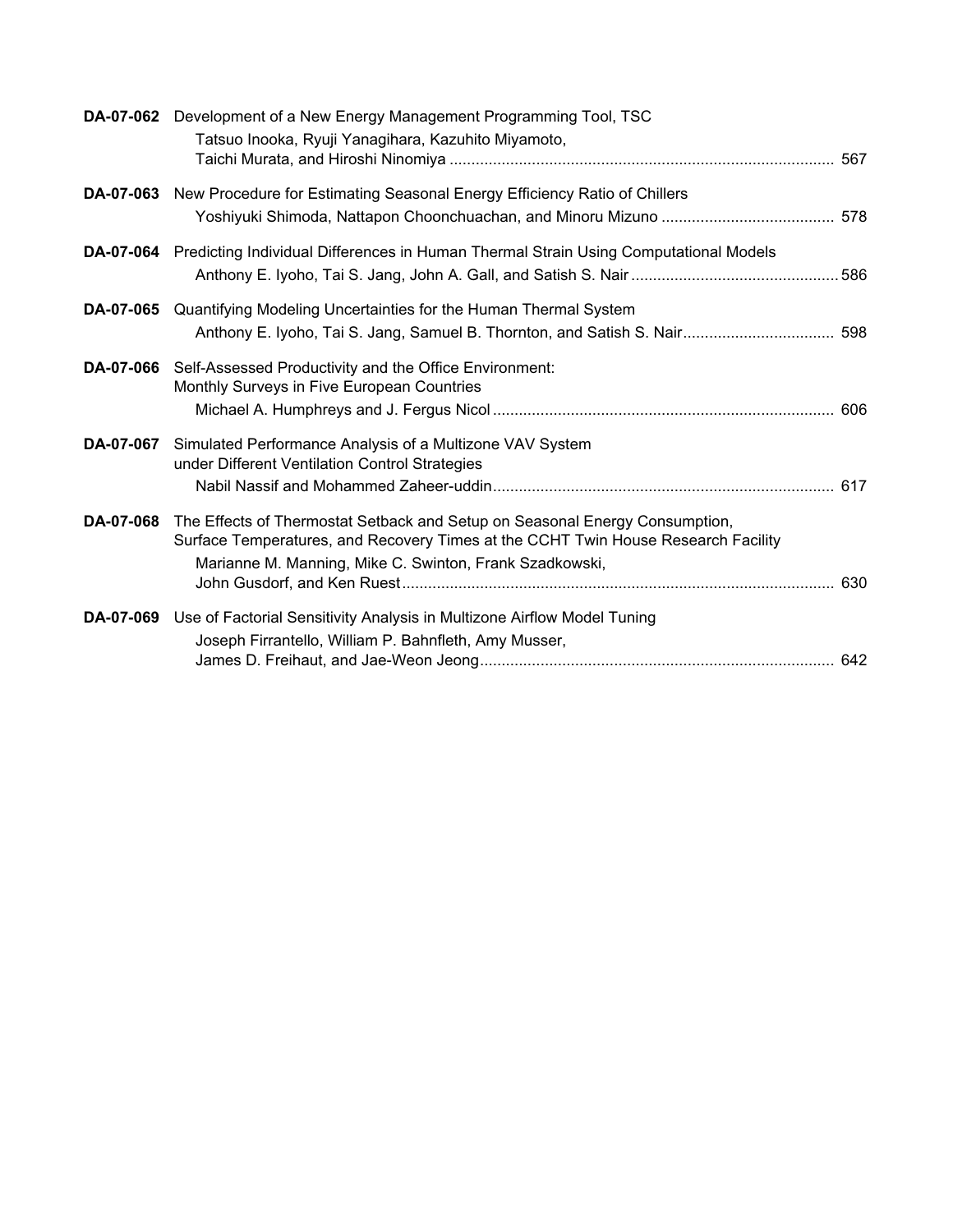**DA-07-062** Development of a New Energy Management Programming Tool, TSC
Tatsuo Inooka, Ryuji Yanagihara, Kazuhito Miyamoto,
Taichi Murata, and Hiroshi Ninomiya ........................................................................................ 567

**DA-07-063** New Procedure for Estimating Seasonal Energy Efficiency Ratio of Chillers
Yoshiyuki Shimoda, Nattapon Choonchuachan, and Minoru Mizuno ........................................ 578

**DA-07-064** Predicting Individual Differences in Human Thermal Strain Using Computational Models
Anthony E. Iyoho, Tai S. Jang, John A. Gall, and Satish S. Nair ................................................ 586

**DA-07-065** Quantifying Modeling Uncertainties for the Human Thermal System
Anthony E. Iyoho, Tai S. Jang, Samuel B. Thornton, and Satish S. Nair.................................. 598

**DA-07-066** Self-Assessed Productivity and the Office Environment:
Monthly Surveys in Five European Countries
Michael A. Humphreys and J. Fergus Nicol .............................................................................. 606

**DA-07-067** Simulated Performance Analysis of a Multizone VAV System
under Different Ventilation Control Strategies
Nabil Nassif and Mohammed Zaheer-uddin.............................................................................. 617

**DA-07-068** The Effects of Thermostat Setback and Setup on Seasonal Energy Consumption,
Surface Temperatures, and Recovery Times at the CCHT Twin House Research Facility
Marianne M. Manning, Mike C. Swinton, Frank Szadkowski,
John Gusdorf, and Ken Ruest.................................................................................................... 630

**DA-07-069** Use of Factorial Sensitivity Analysis in Multizone Airflow Model Tuning
Joseph Firrantello, William P. Bahnfleth, Amy Musser,
James D. Freihaut, and Jae-Weon Jeong................................................................................. 642